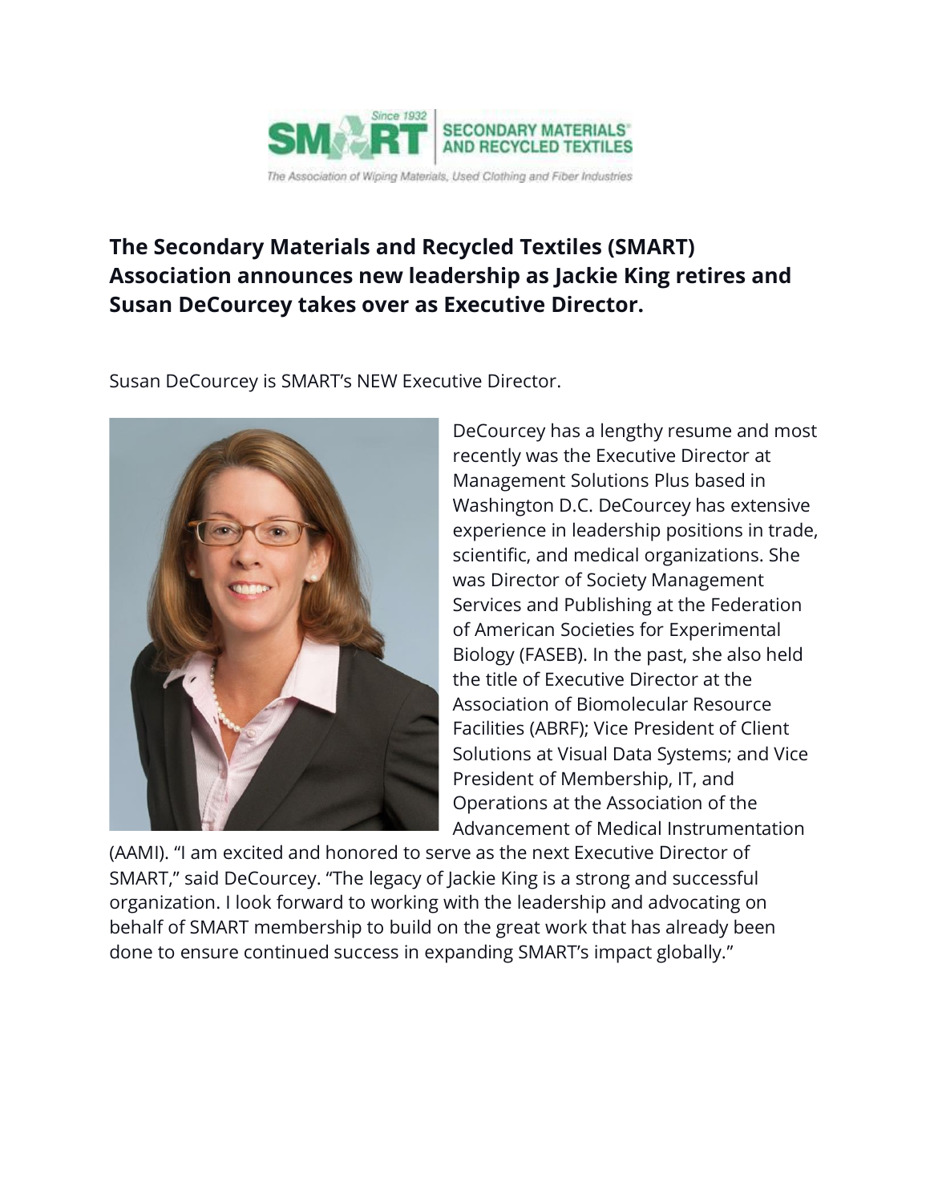SMART Since 1932 SECONDARY MATERIALS® AND RECYCLED TEXTILES

*The Association of Wiping Materials, Used Clothing and Fiber Industries*

# The Secondary Materials and Recycled Textiles (SMART) Association announces new leadership as Jackie King retires and Susan DeCourcey takes over as Executive Director.

Susan DeCourcey is SMART's NEW Executive Director.

DeCourcey has a lengthy resume and most recently was the Executive Director at Management Solutions Plus based in Washington D.C. DeCourcey has extensive experience in leadership positions in trade, scientific, and medical organizations. She was Director of Society Management Services and Publishing at the Federation of American Societies for Experimental Biology (FASEB). In the past, she also held the title of Executive Director at the Association of Biomolecular Resource Facilities (ABRF); Vice President of Client Solutions at Visual Data Systems; and Vice President of Membership, IT, and Operations at the Association of the Advancement of Medical Instrumentation (AAMI). "I am excited and honored to serve as the next Executive Director of SMART," said DeCourcey. "The legacy of Jackie King is a strong and successful organization. I look forward to working with the leadership and advocating on behalf of SMART membership to build on the great work that has already been done to ensure continued success in expanding SMART's impact globally."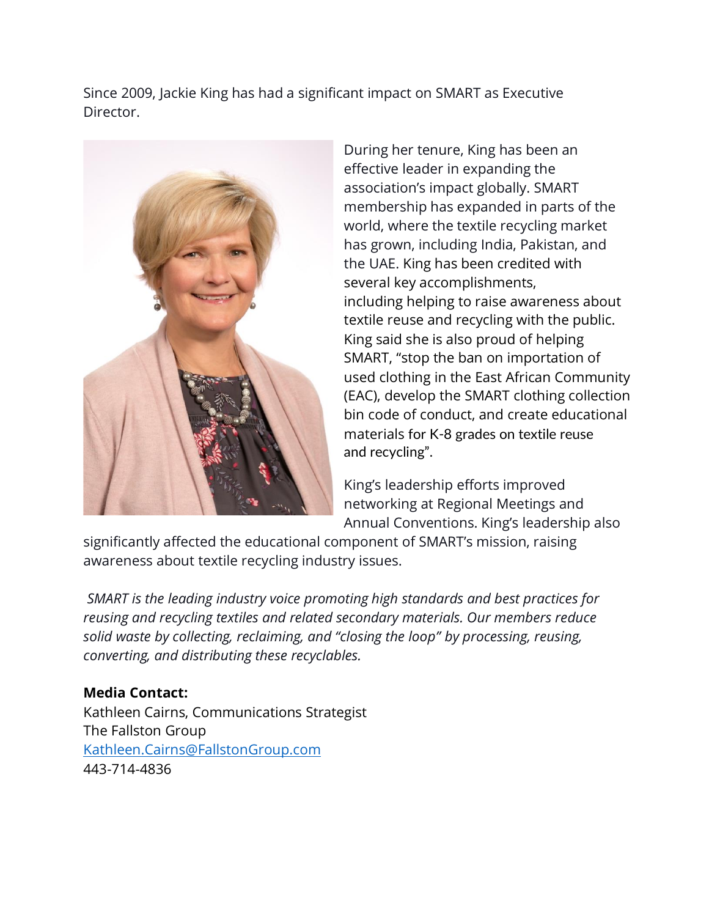Since 2009, Jackie King has had a significant impact on SMART as Executive Director.

During her tenure, King has been an effective leader in expanding the association's impact globally. SMART membership has expanded in parts of the world, where the textile recycling market has grown, including India, Pakistan, and the UAE. King has been credited with several key accomplishments, including helping to raise awareness about textile reuse and recycling with the public. King said she is also proud of helping SMART, "stop the ban on importation of used clothing in the East African Community (EAC), develop the SMART clothing collection bin code of conduct, and create educational materials for K-8 grades on textile reuse and recycling".

King's leadership efforts improved networking at Regional Meetings and Annual Conventions. King's leadership also significantly affected the educational component of SMART's mission, raising awareness about textile recycling industry issues.

*SMART is the leading industry voice promoting high standards and best practices for reusing and recycling textiles and related secondary materials. Our members reduce solid waste by collecting, reclaiming, and "closing the loop" by processing, reusing, converting, and distributing these recyclables.*

**Media Contact:**
Kathleen Cairns, Communications Strategist
The Fallston Group
Kathleen.Cairns@FallstonGroup.com
443-714-4836